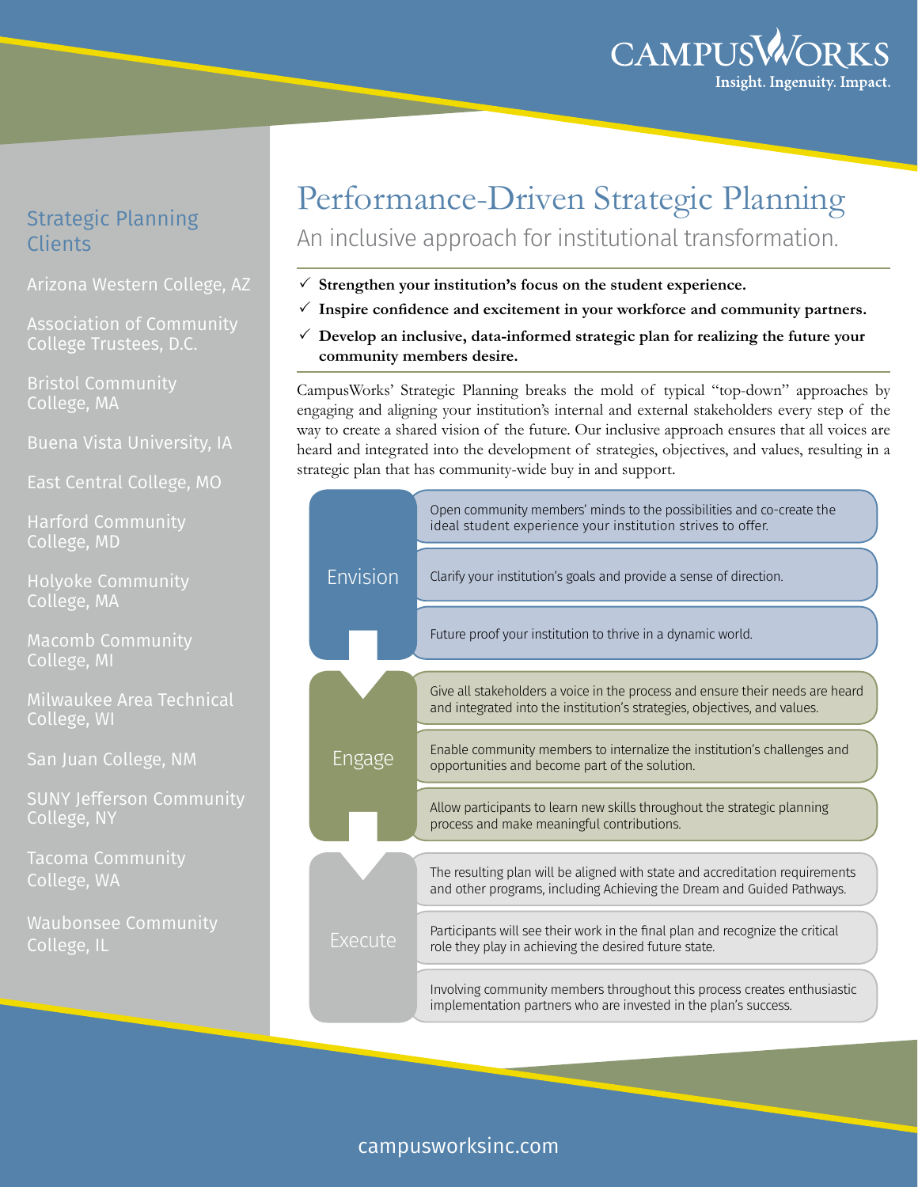CAMPUSWORKS
Insight. Ingenuity. Impact.

# Performance-Driven Strategic Planning

## An inclusive approach for institutional transformation.

- ✓ **Strengthen your institution's focus on the student experience.**
- ✓ **Inspire confidence and excitement in your workforce and community partners.**
- ✓ **Develop an inclusive, data-informed strategic plan for realizing the future your community members desire.**

CampusWorks' Strategic Planning breaks the mold of typical "top-down" approaches by engaging and aligning your institution's internal and external stakeholders every step of the way to create a shared vision of the future. Our inclusive approach ensures that all voices are heard and integrated into the development of strategies, objectives, and values, resulting in a strategic plan that has community-wide buy in and support.

### Envision

- Open community members' minds to the possibilities and co-create the ideal student experience your institution strives to offer.
- Clarify your institution's goals and provide a sense of direction.
- Future proof your institution to thrive in a dynamic world.

### Engage

- Give all stakeholders a voice in the process and ensure their needs are heard and integrated into the institution's strategies, objectives, and values.
- Enable community members to internalize the institution's challenges and opportunities and become part of the solution.
- Allow participants to learn new skills throughout the strategic planning process and make meaningful contributions.

### Execute

- The resulting plan will be aligned with state and accreditation requirements and other programs, including Achieving the Dream and Guided Pathways.
- Participants will see their work in the final plan and recognize the critical role they play in achieving the desired future state.
- Involving community members throughout this process creates enthusiastic implementation partners who are invested in the plan's success.

## Strategic Planning Clients

- Arizona Western College, AZ
- Association of Community College Trustees, D.C.
- Bristol Community College, MA
- Buena Vista University, IA
- East Central College, MO
- Harford Community College, MD
- Holyoke Community College, MA
- Macomb Community College, MI
- Milwaukee Area Technical College, WI
- San Juan College, NM
- SUNY Jefferson Community College, NY
- Tacoma Community College, WA
- Waubonsee Community College, IL

campusworksinc.com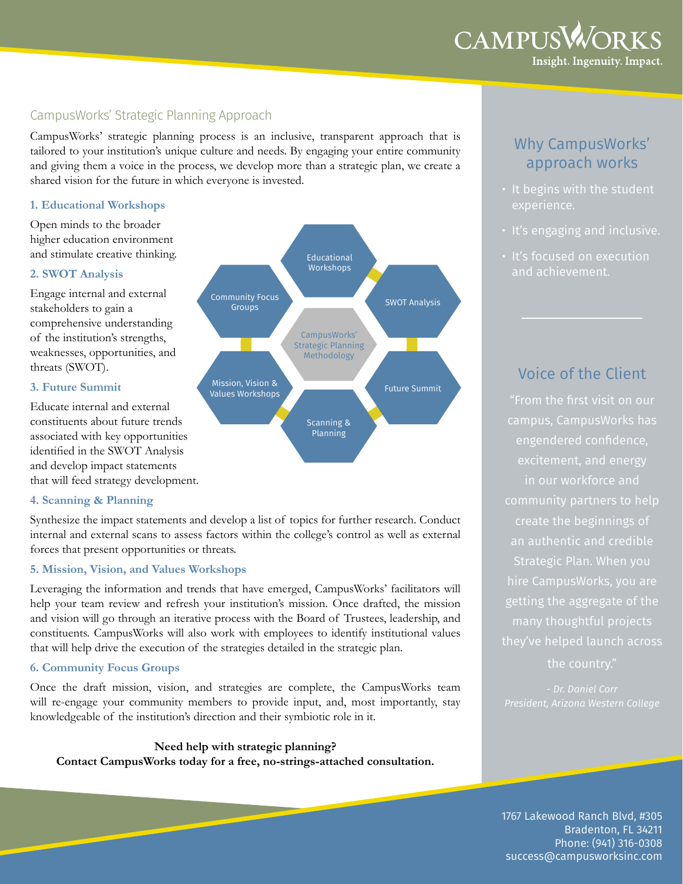CAMPUSWORKS
Insight. Ingenuity. Impact.

## CampusWorks' Strategic Planning Approach

CampusWorks' strategic planning process is an inclusive, transparent approach that is tailored to your institution's unique culture and needs. By engaging your entire community and giving them a voice in the process, we develop more than a strategic plan, we create a shared vision for the future in which everyone is invested.

### 1. Educational Workshops

Open minds to the broader higher education environment and stimulate creative thinking.

### 2. SWOT Analysis

Engage internal and external stakeholders to gain a comprehensive understanding of the institution's strengths, weaknesses, opportunities, and threats (SWOT).

### 3. Future Summit

Educate internal and external constituents about future trends associated with key opportunities identified in the SWOT Analysis and develop impact statements that will feed strategy development.

CampusWorks' Strategic Planning Methodology

Educational Workshops

SWOT Analysis

Future Summit

Scanning & Planning

Mission, Vision & Values Workshops

Community Focus Groups

### 4. Scanning & Planning

Synthesize the impact statements and develop a list of topics for further research. Conduct internal and external scans to assess factors within the college's control as well as external forces that present opportunities or threats.

### 5. Mission, Vision, and Values Workshops

Leveraging the information and trends that have emerged, CampusWorks' facilitators will help your team review and refresh your institution's mission. Once drafted, the mission and vision will go through an iterative process with the Board of Trustees, leadership, and constituents. CampusWorks will also work with employees to identify institutional values that will help drive the execution of the strategies detailed in the strategic plan.

### 6. Community Focus Groups

Once the draft mission, vision, and strategies are complete, the CampusWorks team will re-engage your community members to provide input, and, most importantly, stay knowledgeable of the institution's direction and their symbiotic role in it.

**Need help with strategic planning?**
**Contact CampusWorks today for a free, no-strings-attached consultation.**

## Why CampusWorks' approach works

- It begins with the student experience.
- It's engaging and inclusive.
- It's focused on execution and achievement.

## Voice of the Client

"From the first visit on our campus, CampusWorks has engendered confidence, excitement, and energy in our workforce and community partners to help create the beginnings of an authentic and credible Strategic Plan. When you hire CampusWorks, you are getting the aggregate of the many thoughtful projects they've helped launch across the country."

*- Dr. Daniel Corr*
*President, Arizona Western College*

1767 Lakewood Ranch Blvd, #305
Bradenton, FL 34211
Phone: (941) 316-0308
success@campusworksinc.com